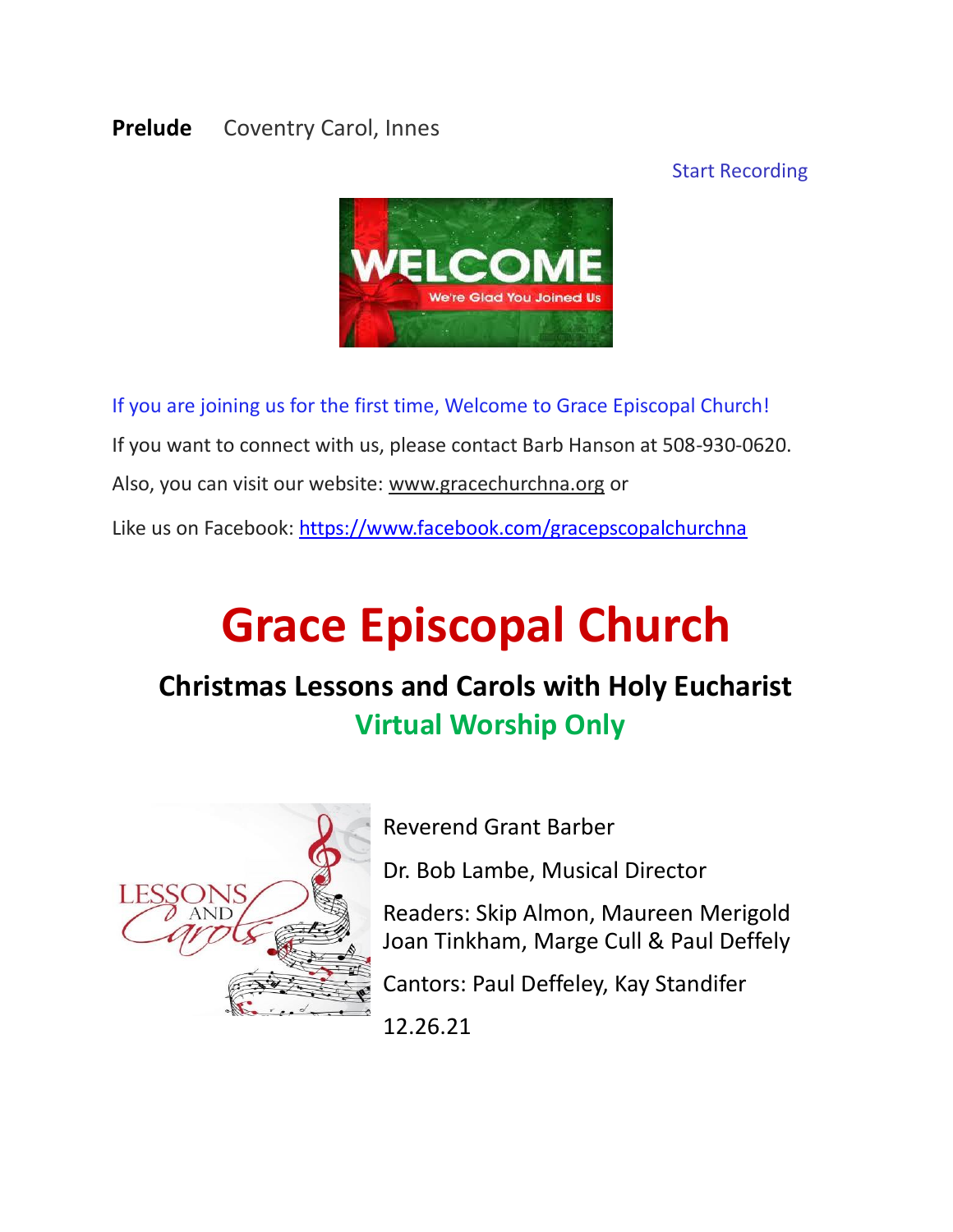**Prelude** Coventry Carol, Innes

Start Recording

If you are joining us for the first time, Welcome to Grace Episcopal Church!

If you want to connect with us, please contact Barb Hanson at 508-930-0620.

Also, you can visit our website: www.gracechurchna.org or

Like us on Facebook: https://www.facebook.com/gracepscopalchurchna

# Grace Episcopal Church

## Christmas Lessons and Carols with Holy Eucharist

## Virtual Worship Only

Reverend Grant Barber

Dr. Bob Lambe, Musical Director

Readers: Skip Almon, Maureen Merigold
Joan Tinkham, Marge Cull & Paul Deffely

Cantors: Paul Deffeley, Kay Standifer

12.26.21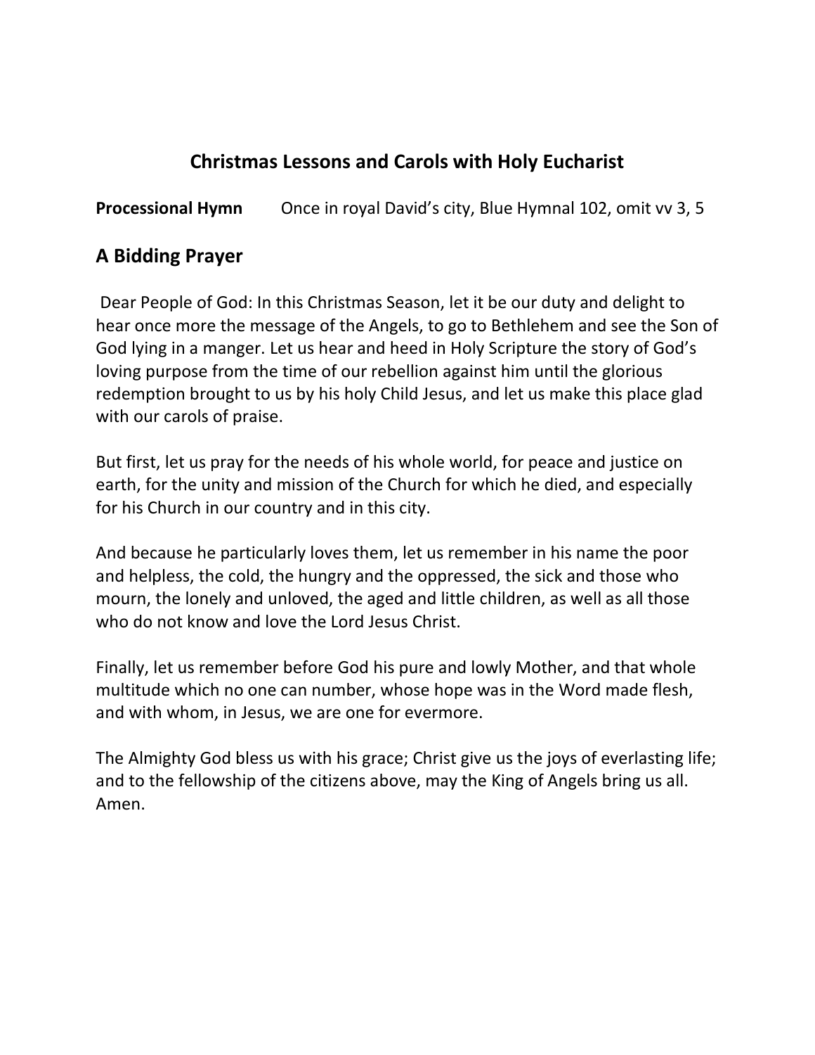## Christmas Lessons and Carols with Holy Eucharist

**Processional Hymn** Once in royal David's city, Blue Hymnal 102, omit vv 3, 5

## A Bidding Prayer

Dear People of God: In this Christmas Season, let it be our duty and delight to hear once more the message of the Angels, to go to Bethlehem and see the Son of God lying in a manger. Let us hear and heed in Holy Scripture the story of God's loving purpose from the time of our rebellion against him until the glorious redemption brought to us by his holy Child Jesus, and let us make this place glad with our carols of praise.

But first, let us pray for the needs of his whole world, for peace and justice on earth, for the unity and mission of the Church for which he died, and especially for his Church in our country and in this city.

And because he particularly loves them, let us remember in his name the poor and helpless, the cold, the hungry and the oppressed, the sick and those who mourn, the lonely and unloved, the aged and little children, as well as all those who do not know and love the Lord Jesus Christ.

Finally, let us remember before God his pure and lowly Mother, and that whole multitude which no one can number, whose hope was in the Word made flesh, and with whom, in Jesus, we are one for evermore.

The Almighty God bless us with his grace; Christ give us the joys of everlasting life; and to the fellowship of the citizens above, may the King of Angels bring us all. Amen.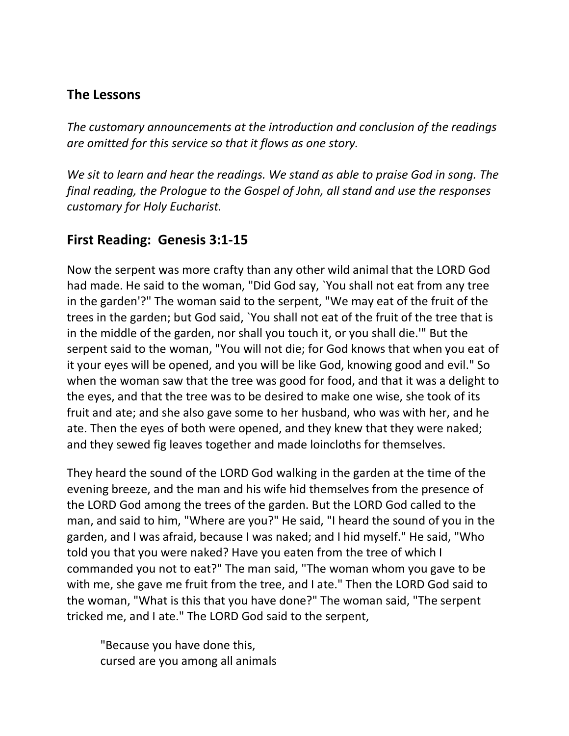## The Lessons

*The customary announcements at the introduction and conclusion of the readings are omitted for this service so that it flows as one story.*

*We sit to learn and hear the readings. We stand as able to praise God in song. The final reading, the Prologue to the Gospel of John, all stand and use the responses customary for Holy Eucharist.*

## First Reading: Genesis 3:1-15

Now the serpent was more crafty than any other wild animal that the LORD God had made. He said to the woman, "Did God say, `You shall not eat from any tree in the garden'?" The woman said to the serpent, "We may eat of the fruit of the trees in the garden; but God said, `You shall not eat of the fruit of the tree that is in the middle of the garden, nor shall you touch it, or you shall die.'" But the serpent said to the woman, "You will not die; for God knows that when you eat of it your eyes will be opened, and you will be like God, knowing good and evil." So when the woman saw that the tree was good for food, and that it was a delight to the eyes, and that the tree was to be desired to make one wise, she took of its fruit and ate; and she also gave some to her husband, who was with her, and he ate. Then the eyes of both were opened, and they knew that they were naked; and they sewed fig leaves together and made loincloths for themselves.

They heard the sound of the LORD God walking in the garden at the time of the evening breeze, and the man and his wife hid themselves from the presence of the LORD God among the trees of the garden. But the LORD God called to the man, and said to him, "Where are you?" He said, "I heard the sound of you in the garden, and I was afraid, because I was naked; and I hid myself." He said, "Who told you that you were naked? Have you eaten from the tree of which I commanded you not to eat?" The man said, "The woman whom you gave to be with me, she gave me fruit from the tree, and I ate." Then the LORD God said to the woman, "What is this that you have done?" The woman said, "The serpent tricked me, and I ate." The LORD God said to the serpent,

> "Because you have done this,  
> cursed are you among all animals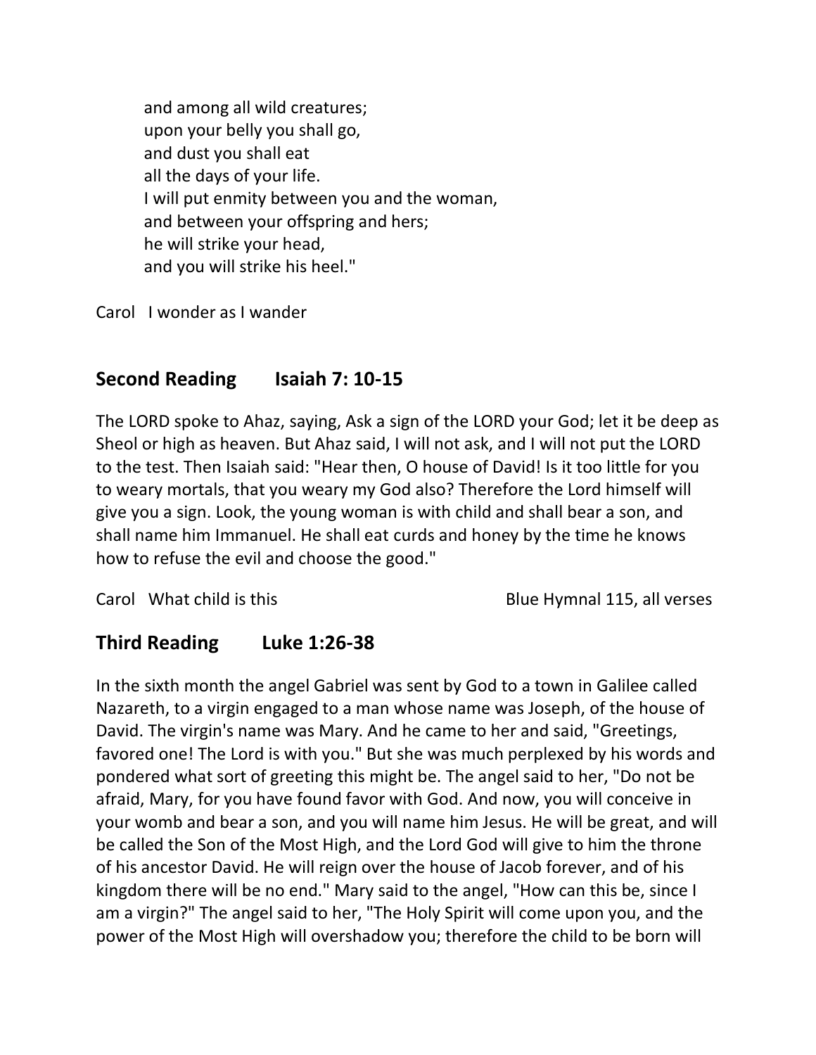and among all wild creatures;  
upon your belly you shall go,  
and dust you shall eat  
all the days of your life.  
I will put enmity between you and the woman,  
and between your offspring and hers;  
he will strike your head,  
and you will strike his heel."

Carol   I wonder as I wander

## Second Reading   Isaiah 7: 10-15

The LORD spoke to Ahaz, saying, Ask a sign of the LORD your God; let it be deep as Sheol or high as heaven. But Ahaz said, I will not ask, and I will not put the LORD to the test. Then Isaiah said: "Hear then, O house of David! Is it too little for you to weary mortals, that you weary my God also? Therefore the Lord himself will give you a sign. Look, the young woman is with child and shall bear a son, and shall name him Immanuel. He shall eat curds and honey by the time he knows how to refuse the evil and choose the good."

Carol   What child is this   Blue Hymnal 115, all verses

## Third Reading   Luke 1:26-38

In the sixth month the angel Gabriel was sent by God to a town in Galilee called Nazareth, to a virgin engaged to a man whose name was Joseph, of the house of David. The virgin's name was Mary. And he came to her and said, "Greetings, favored one! The Lord is with you." But she was much perplexed by his words and pondered what sort of greeting this might be. The angel said to her, "Do not be afraid, Mary, for you have found favor with God. And now, you will conceive in your womb and bear a son, and you will name him Jesus. He will be great, and will be called the Son of the Most High, and the Lord God will give to him the throne of his ancestor David. He will reign over the house of Jacob forever, and of his kingdom there will be no end." Mary said to the angel, "How can this be, since I am a virgin?" The angel said to her, "The Holy Spirit will come upon you, and the power of the Most High will overshadow you; therefore the child to be born will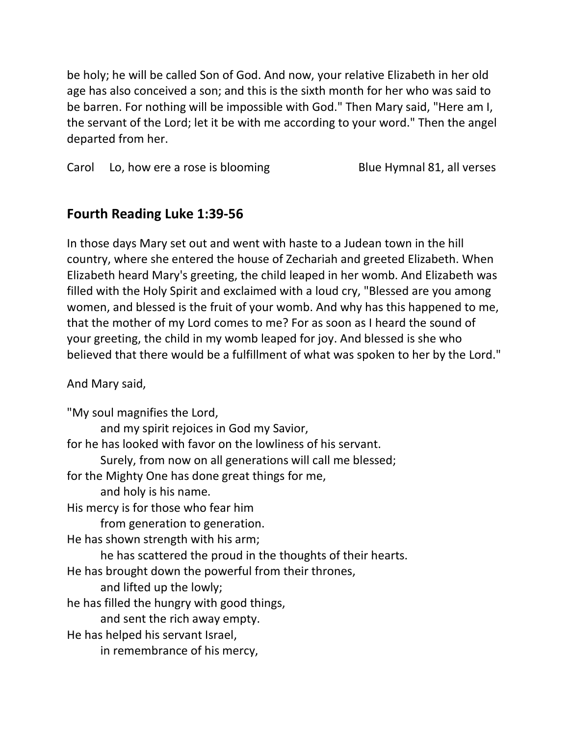be holy; he will be called Son of God. And now, your relative Elizabeth in her old age has also conceived a son; and this is the sixth month for her who was said to be barren. For nothing will be impossible with God." Then Mary said, "Here am I, the servant of the Lord; let it be with me according to your word." Then the angel departed from her.

Carol Lo, how ere a rose is blooming Blue Hymnal 81, all verses

## Fourth Reading Luke 1:39-56

In those days Mary set out and went with haste to a Judean town in the hill country, where she entered the house of Zechariah and greeted Elizabeth. When Elizabeth heard Mary's greeting, the child leaped in her womb. And Elizabeth was filled with the Holy Spirit and exclaimed with a loud cry, "Blessed are you among women, and blessed is the fruit of your womb. And why has this happened to me, that the mother of my Lord comes to me? For as soon as I heard the sound of your greeting, the child in my womb leaped for joy. And blessed is she who believed that there would be a fulfillment of what was spoken to her by the Lord."

And Mary said,

"My soul magnifies the Lord,
    and my spirit rejoices in God my Savior,
for he has looked with favor on the lowliness of his servant.
    Surely, from now on all generations will call me blessed;
for the Mighty One has done great things for me,
    and holy is his name.
His mercy is for those who fear him
    from generation to generation.
He has shown strength with his arm;
    he has scattered the proud in the thoughts of their hearts.
He has brought down the powerful from their thrones,
    and lifted up the lowly;
he has filled the hungry with good things,
    and sent the rich away empty.
He has helped his servant Israel,
    in remembrance of his mercy,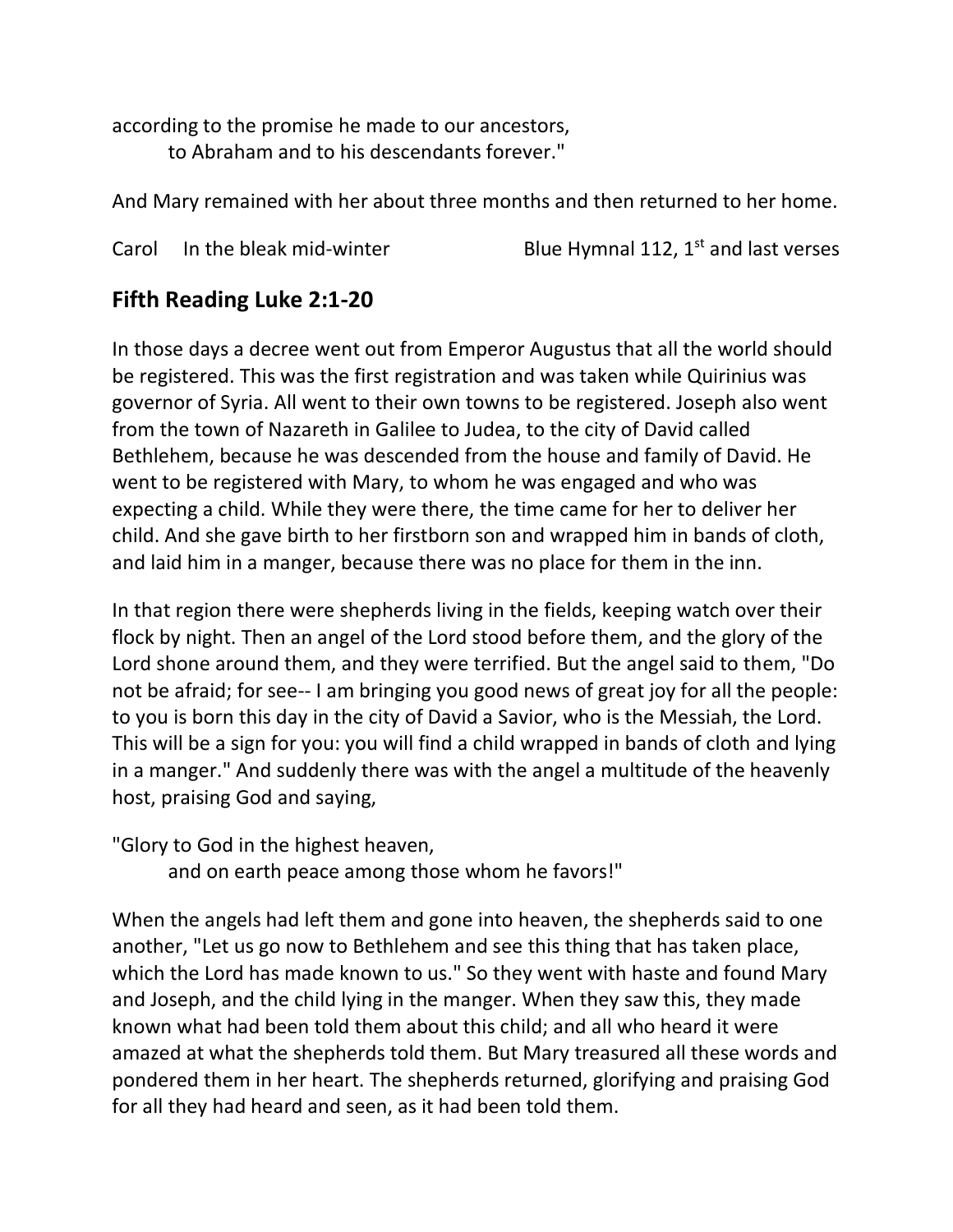according to the promise he made to our ancestors,
    to Abraham and to his descendants forever."

And Mary remained with her about three months and then returned to her home.

Carol    In the bleak mid-winter                    Blue Hymnal 112, 1st and last verses

## Fifth Reading Luke 2:1-20

In those days a decree went out from Emperor Augustus that all the world should be registered. This was the first registration and was taken while Quirinius was governor of Syria. All went to their own towns to be registered. Joseph also went from the town of Nazareth in Galilee to Judea, to the city of David called Bethlehem, because he was descended from the house and family of David. He went to be registered with Mary, to whom he was engaged and who was expecting a child. While they were there, the time came for her to deliver her child. And she gave birth to her firstborn son and wrapped him in bands of cloth, and laid him in a manger, because there was no place for them in the inn.

In that region there were shepherds living in the fields, keeping watch over their flock by night. Then an angel of the Lord stood before them, and the glory of the Lord shone around them, and they were terrified. But the angel said to them, "Do not be afraid; for see-- I am bringing you good news of great joy for all the people: to you is born this day in the city of David a Savior, who is the Messiah, the Lord. This will be a sign for you: you will find a child wrapped in bands of cloth and lying in a manger." And suddenly there was with the angel a multitude of the heavenly host, praising God and saying,

"Glory to God in the highest heaven,
    and on earth peace among those whom he favors!"

When the angels had left them and gone into heaven, the shepherds said to one another, "Let us go now to Bethlehem and see this thing that has taken place, which the Lord has made known to us." So they went with haste and found Mary and Joseph, and the child lying in the manger. When they saw this, they made known what had been told them about this child; and all who heard it were amazed at what the shepherds told them. But Mary treasured all these words and pondered them in her heart. The shepherds returned, glorifying and praising God for all they had heard and seen, as it had been told them.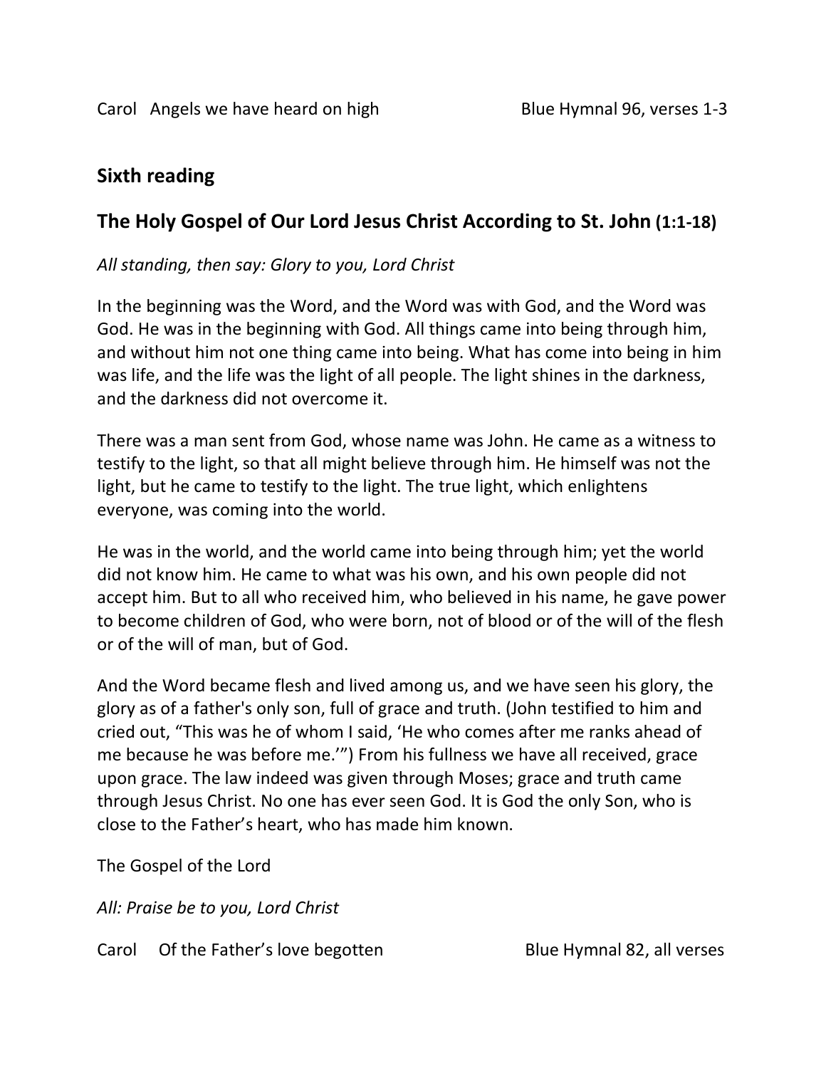Carol Angels we have heard on high Blue Hymnal 96, verses 1-3

## Sixth reading

## The Holy Gospel of Our Lord Jesus Christ According to St. John (1:1-18)

*All standing, then say: Glory to you, Lord Christ*

In the beginning was the Word, and the Word was with God, and the Word was God. He was in the beginning with God. All things came into being through him, and without him not one thing came into being. What has come into being in him was life, and the life was the light of all people. The light shines in the darkness, and the darkness did not overcome it.

There was a man sent from God, whose name was John. He came as a witness to testify to the light, so that all might believe through him. He himself was not the light, but he came to testify to the light. The true light, which enlightens everyone, was coming into the world.

He was in the world, and the world came into being through him; yet the world did not know him. He came to what was his own, and his own people did not accept him. But to all who received him, who believed in his name, he gave power to become children of God, who were born, not of blood or of the will of the flesh or of the will of man, but of God.

And the Word became flesh and lived among us, and we have seen his glory, the glory as of a father's only son, full of grace and truth. (John testified to him and cried out, "This was he of whom I said, 'He who comes after me ranks ahead of me because he was before me.'") From his fullness we have all received, grace upon grace. The law indeed was given through Moses; grace and truth came through Jesus Christ. No one has ever seen God. It is God the only Son, who is close to the Father's heart, who has made him known.

The Gospel of the Lord

*All: Praise be to you, Lord Christ*

Carol Of the Father's love begotten Blue Hymnal 82, all verses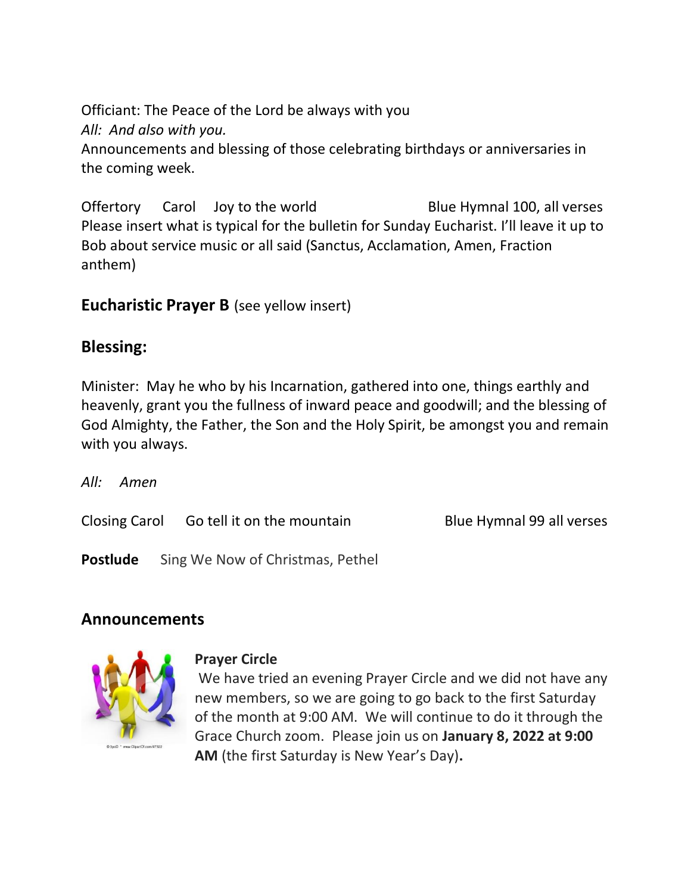Officiant: The Peace of the Lord be always with you
*All: And also with you.*
Announcements and blessing of those celebrating birthdays or anniversaries in the coming week.

Offertory  Carol  Joy to the world  Blue Hymnal 100, all verses
Please insert what is typical for the bulletin for Sunday Eucharist. I'll leave it up to Bob about service music or all said (Sanctus, Acclamation, Amen, Fraction anthem)

## **Eucharistic Prayer B** (see yellow insert)

## Blessing:

Minister: May he who by his Incarnation, gathered into one, things earthly and heavenly, grant you the fullness of inward peace and goodwill; and the blessing of God Almighty, the Father, the Son and the Holy Spirit, be amongst you and remain with you always.

*All: Amen*

Closing Carol  Go tell it on the mountain  Blue Hymnal 99 all verses

**Postlude** Sing We Now of Christmas, Pethel

## Announcements

**Prayer Circle**
We have tried an evening Prayer Circle and we did not have any new members, so we are going to go back to the first Saturday of the month at 9:00 AM. We will continue to do it through the Grace Church zoom. Please join us on **January 8, 2022 at 9:00 AM** (the first Saturday is New Year's Day)**.**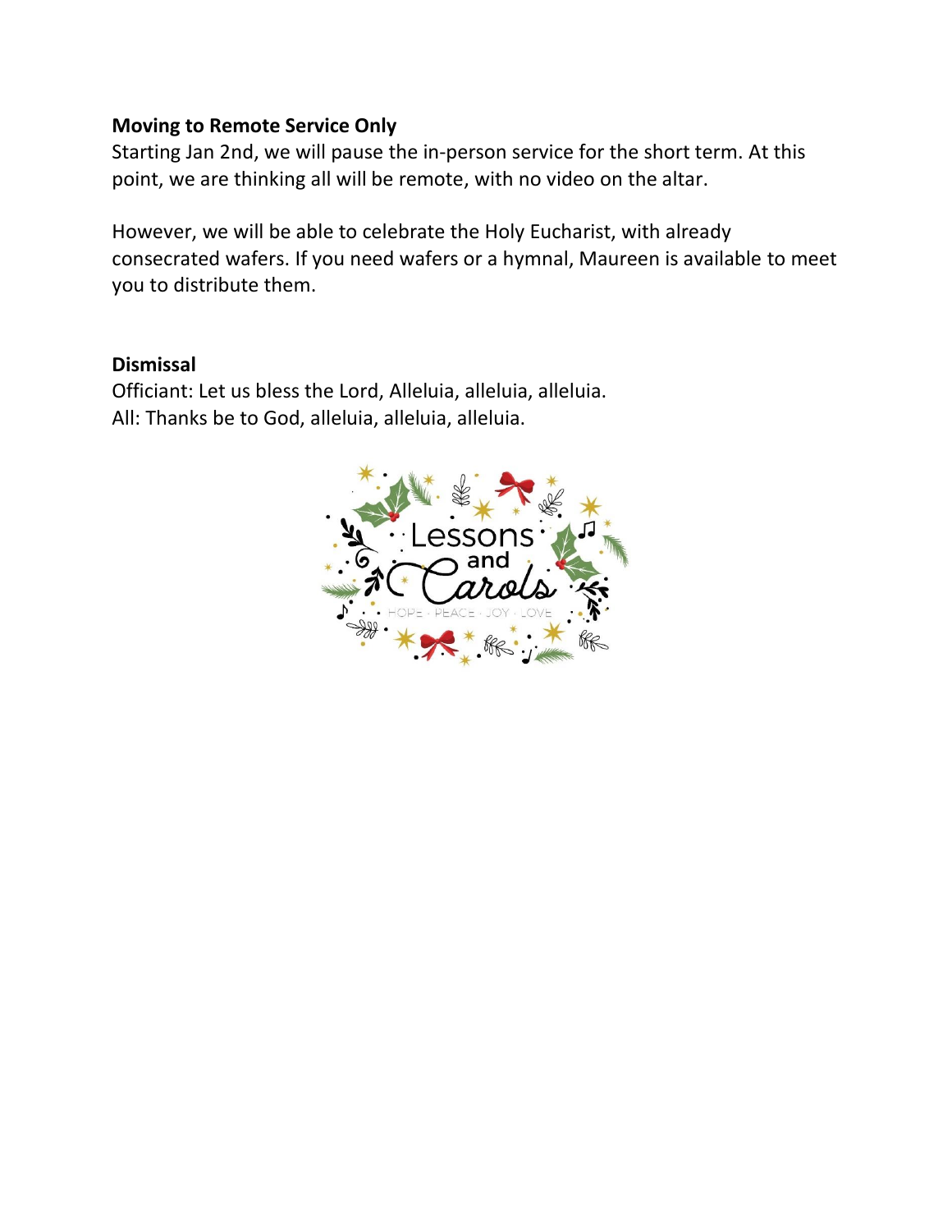**Moving to Remote Service Only**

Starting Jan 2nd, we will pause the in-person service for the short term. At this point, we are thinking all will be remote, with no video on the altar.

However, we will be able to celebrate the Holy Eucharist, with already consecrated wafers. If you need wafers or a hymnal, Maureen is available to meet you to distribute them.

**Dismissal**

Officiant: Let us bless the Lord, Alleluia, alleluia, alleluia.
All: Thanks be to God, alleluia, alleluia, alleluia.